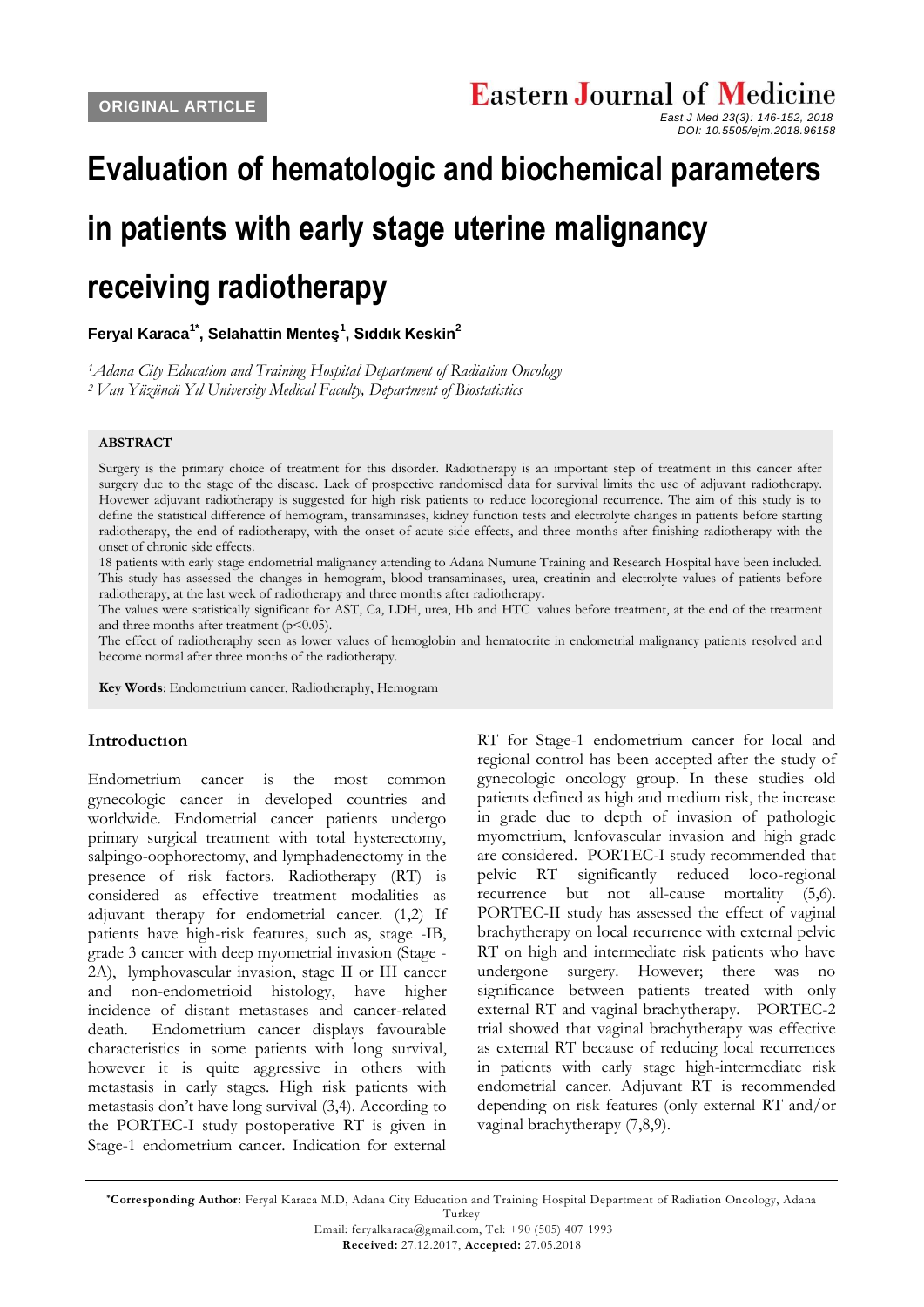ORIGINAL ARTICLE

# Evaluation of hematologic and biochemical parameters in patients with early stage uterine malignancy receiving radiotherapy

**Feryal Karaca[1*], Selahattin Menteş[1], Sıddık Keskin[2]**

*[1]Adana City Education and Training Hospital Department of Radiation Oncology*
*[2]Van Yüzüncü Yıl University Medical Faculty, Department of Biostatistics*

## ABSTRACT

Surgery is the primary choice of treatment for this disorder. Radiotherapy is an important step of treatment in this cancer after surgery due to the stage of the disease. Lack of prospective randomised data for survival limits the use of adjuvant radiotherapy. Hovewer adjuvant radiotherapy is suggested for high risk patients to reduce locoregional recurrence. The aim of this study is to define the statistical difference of hemogram, transaminases, kidney function tests and electrolyte changes in patients before starting radiotherapy, the end of radiotherapy, with the onset of acute side effects, and three months after finishing radiotherapy with the onset of chronic side effects.

18 patients with early stage endometrial malignancy attending to Adana Numune Training and Research Hospital have been included. This study has assessed the changes in hemogram, blood transaminases, urea, creatinin and electrolyte values of patients before radiotherapy, at the last week of radiotherapy and three months after radiotherapy**.**

The values were statistically significant for AST, Ca, LDH, urea, Hb and HTC values before treatment, at the end of the treatment and three months after treatment ($p<0.05$).

The effect of radiotheraphy seen as lower values of hemoglobin and hematocrite in endometrial malignancy patients resolved and become normal after three months of the radiotherapy.

**Key Words**: Endometrium cancer, Radiotheraphy, Hemogram

## Introductıon

Endometrium cancer is the most common gynecologic cancer in developed countries and worldwide. Endometrial cancer patients undergo primary surgical treatment with total hysterectomy, salpingo-oophorectomy, and lymphadenectomy in the presence of risk factors. Radiotherapy (RT) is considered as effective treatment modalities as adjuvant therapy for endometrial cancer. (1,2) If patients have high-risk features, such as, stage -IB, grade 3 cancer with deep myometrial invasion (Stage -2A), lymphovascular invasion, stage II or III cancer and non-endometrioid histology, have higher incidence of distant metastases and cancer-related death. Endometrium cancer displays favourable characteristics in some patients with long survival, however it is quite aggressive in others with metastasis in early stages. High risk patients with metastasis don't have long survival (3,4). According to the PORTEC-I study postoperative RT is given in Stage-1 endometrium cancer. Indication for external RT for Stage-1 endometrium cancer for local and regional control has been accepted after the study of gynecologic oncology group. In these studies old patients defined as high and medium risk, the increase in grade due to depth of invasion of pathologic myometrium, lenfovascular invasion and high grade are considered. PORTEC-I study recommended that pelvic RT significantly reduced loco-regional recurrence but not all-cause mortality (5,6). PORTEC-II study has assessed the effect of vaginal brachytherapy on local recurrence with external pelvic RT on high and intermediate risk patients who have undergone surgery. However; there was no significance between patients treated with only external RT and vaginal brachytherapy. PORTEC-2 trial showed that vaginal brachytherapy was effective as external RT because of reducing local recurrences in patients with early stage high-intermediate risk endometrial cancer. Adjuvant RT is recommended depending on risk features (only external RT and/or vaginal brachytherapy (7,8,9).

**[*]Corresponding Author:** Feryal Karaca M.D, Adana City Education and Training Hospital Department of Radiation Oncology, Adana Turkey
Email: feryalkaraca@gmail.com, Tel: +90 (505) 407 1993
**Received:** 27.12.2017, **Accepted:** 27.05.2018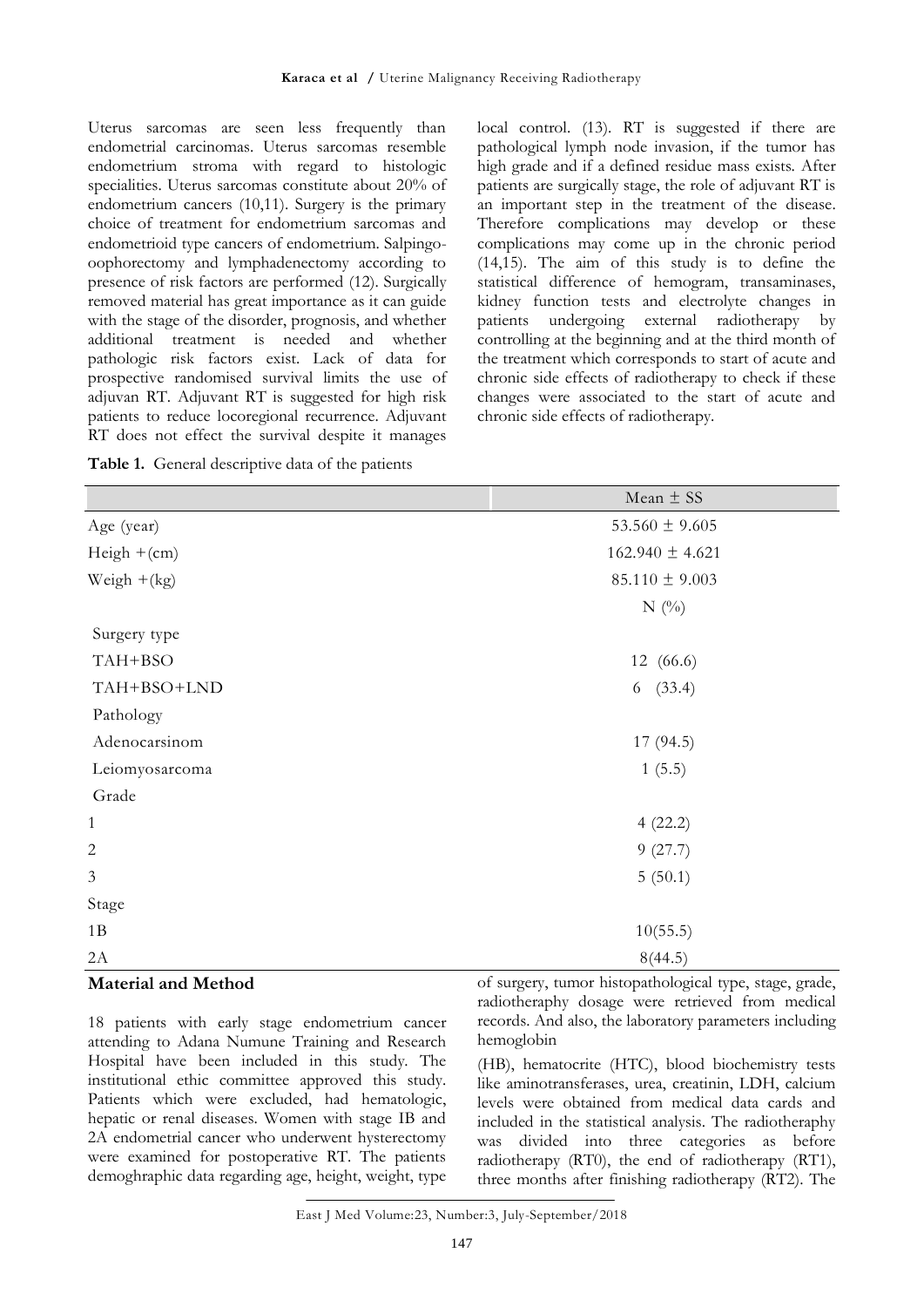Uterus sarcomas are seen less frequently than endometrial carcinomas. Uterus sarcomas resemble endometrium stroma with regard to histologic specialities. Uterus sarcomas constitute about 20% of endometrium cancers (10,11). Surgery is the primary choice of treatment for endometrium sarcomas and endometrioid type cancers of endometrium. Salpingo-oophorectomy and lymphadenectomy according to presence of risk factors are performed (12). Surgically removed material has great importance as it can guide with the stage of the disorder, prognosis, and whether additional treatment is needed and whether pathologic risk factors exist. Lack of data for prospective randomised survival limits the use of adjuvan RT. Adjuvant RT is suggested for high risk patients to reduce locoregional recurrence. Adjuvant RT does not effect the survival despite it manages local control. (13). RT is suggested if there are pathological lymph node invasion, if the tumor has high grade and if a defined residue mass exists. After patients are surgically stage, the role of adjuvant RT is an important step in the treatment of the disease. Therefore complications may develop or these complications may come up in the chronic period (14,15). The aim of this study is to define the statistical difference of hemogram, transaminases, kidney function tests and electrolyte changes in patients undergoing external radiotherapy by controlling at the beginning and at the third month of the treatment which corresponds to start of acute and chronic side effects of radiotherapy to check if these changes were associated to the start of acute and chronic side effects of radiotherapy.

**Table 1.** General descriptive data of the patients

| | Mean ± SS |
|---|---|
| Age (year) | 53.560 ± 9.605 |
| Heigh +(cm) | 162.940 ± 4.621 |
| Weigh +(kg) | 85.110 ± 9.003 |
| | N (%) |
| Surgery type | |
| TAH+BSO | 12 (66.6) |
| TAH+BSO+LND | 6 (33.4) |
| Pathology | |
| Adenocarsinom | 17 (94.5) |
| Leiomyosarcoma | 1 (5.5) |
| Grade | |
| 1 | 4 (22.2) |
| 2 | 9 (27.7) |
| 3 | 5 (50.1) |
| Stage | |
| 1B | 10(55.5) |
| 2A | 8(44.5) |

## Material and Method

18 patients with early stage endometrium cancer attending to Adana Numune Training and Research Hospital have been included in this study. The institutional ethic committee approved this study. Patients which were excluded, had hematologic, hepatic or renal diseases. Women with stage IB and 2A endometrial cancer who underwent hysterectomy were examined for postoperative RT. The patients demoghraphic data regarding age, height, weight, type of surgery, tumor histopathological type, stage, grade, radiotheraphy dosage were retrieved from medical records. And also, the laboratory parameters including hemoglobin

(HB), hematocrite (HTC), blood biochemistry tests like aminotransferases, urea, creatinin, LDH, calcium levels were obtained from medical data cards and included in the statistical analysis. The radiotheraphy was divided into three categories as before radiotherapy (RT0), the end of radiotherapy (RT1), three months after finishing radiotherapy (RT2). The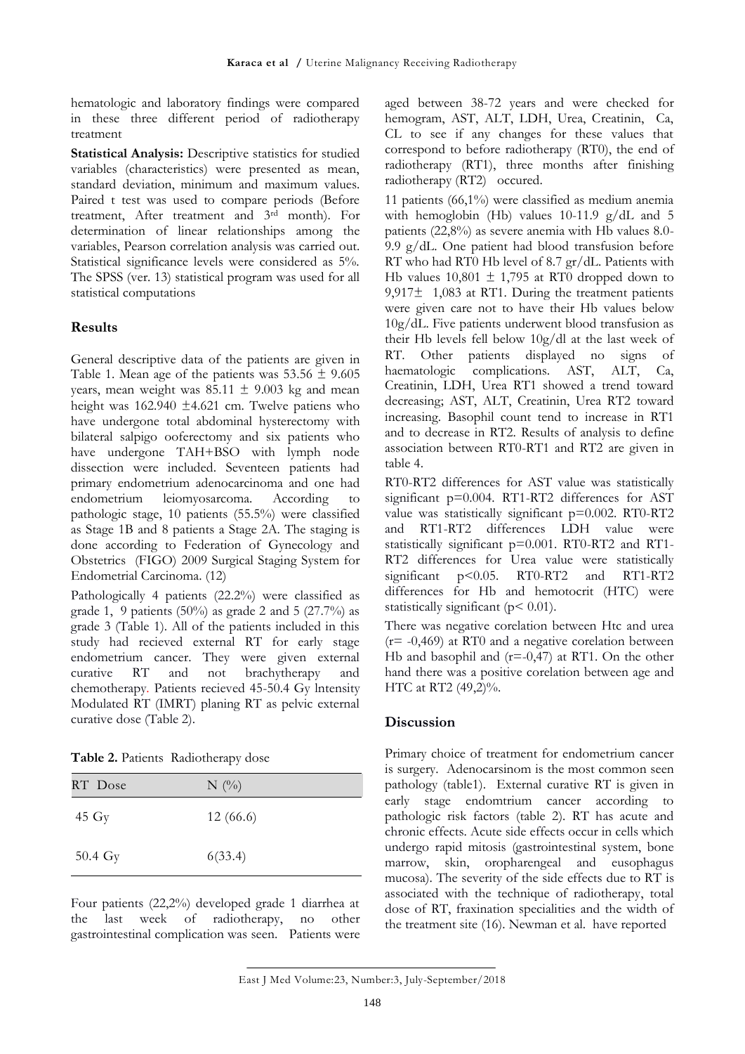hematologic and laboratory findings were compared in these three different period of radiotherapy treatment

**Statistical Analysis:** Descriptive statistics for studied variables (characteristics) were presented as mean, standard deviation, minimum and maximum values. Paired t test was used to compare periods (Before treatment, After treatment and 3rd month). For determination of linear relationships among the variables, Pearson correlation analysis was carried out. Statistical significance levels were considered as 5%. The SPSS (ver. 13) statistical program was used for all statistical computations

## Results

General descriptive data of the patients are given in Table 1. Mean age of the patients was 53.56 ± 9.605 years, mean weight was 85.11 ± 9.003 kg and mean height was 162.940 ±4.621 cm. Twelve patiens who have undergone total abdominal hysterectomy with bilateral salpigo ooferectomy and six patients who have undergone TAH+BSO with lymph node dissection were included. Seventeen patients had primary endometrium adenocarcinoma and one had endometrium leiomyosarcoma. According to pathologic stage, 10 patients (55.5%) were classified as Stage 1B and 8 patients a Stage 2A. The staging is done according to Federation of Gynecology and Obstetrics (FIGO) 2009 Surgical Staging System for Endometrial Carcinoma. (12)

Pathologically 4 patients (22.2%) were classified as grade 1, 9 patients (50%) as grade 2 and 5 (27.7%) as grade 3 (Table 1). All of the patients included in this study had recieved external RT for early stage endometrium cancer. They were given external curative RT and not brachytherapy and chemotherapy. Patients recieved 45-50.4 Gy lntensity Modulated RT (IMRT) planing RT as pelvic external curative dose (Table 2).

**Table 2.** Patients Radiotherapy dose

| RT Dose | N (%) |
|---|---|
| 45 Gy | 12 (66.6) |
| 50.4 Gy | 6(33.4) |

Four patients (22,2%) developed grade 1 diarrhea at the last week of radiotherapy, no other gastrointestinal complication was seen. Patients were aged between 38-72 years and were checked for hemogram, AST, ALT, LDH, Urea, Creatinin, Ca, CL to see if any changes for these values that correspond to before radiotherapy (RT0), the end of radiotherapy (RT1), three months after finishing radiotherapy (RT2) occured.

11 patients (66,1%) were classified as medium anemia with hemoglobin (Hb) values 10-11.9 g/dL and 5 patients (22,8%) as severe anemia with Hb values 8.0-9.9 g/dL. One patient had blood transfusion before RT who had RT0 Hb level of 8.7 gr/dL. Patients with Hb values 10,801 ± 1,795 at RT0 dropped down to 9,917± 1,083 at RT1. During the treatment patients were given care not to have their Hb values below 10g/dL. Five patients underwent blood transfusion as their Hb levels fell below 10g/dl at the last week of RT. Other patients displayed no signs of haematologic complications. AST, ALT, Ca, Creatinin, LDH, Urea RT1 showed a trend toward decreasing; AST, ALT, Creatinin, Urea RT2 toward increasing. Basophil count tend to increase in RT1 and to decrease in RT2. Results of analysis to define association between RT0-RT1 and RT2 are given in table 4.

RT0-RT2 differences for AST value was statistically significant p=0.004. RT1-RT2 differences for AST value was statistically significant p=0.002. RT0-RT2 and RT1-RT2 differences LDH value were statistically significant p=0.001. RT0-RT2 and RT1-RT2 differences for Urea value were statistically significant p<0.05. RT0-RT2 and RT1-RT2 differences for Hb and hemotocrit (HTC) were statistically significant (p< 0.01).

There was negative corelation between Htc and urea (r= -0,469) at RT0 and a negative corelation between Hb and basophil and (r=-0,47) at RT1. On the other hand there was a positive corelation between age and HTC at RT2 (49,2)%.

## Discussion

Primary choice of treatment for endometrium cancer is surgery. Adenocarsinom is the most common seen pathology (table1). External curative RT is given in early stage endomtrium cancer according to pathologic risk factors (table 2). RT has acute and chronic effects. Acute side effects occur in cells which undergo rapid mitosis (gastrointestinal system, bone marrow, skin, oropharengeal and eusophagus mucosa). The severity of the side effects due to RT is associated with the technique of radiotherapy, total dose of RT, fraxination specialities and the width of the treatment site (16). Newman et al. have reported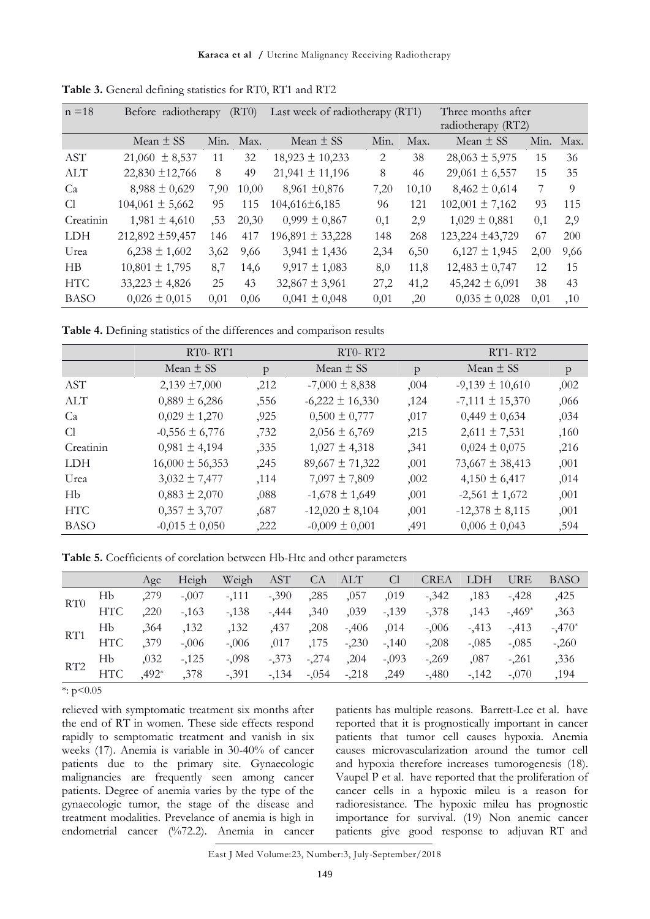**Table 3.** General defining statistics for RT0, RT1 and RT2

| n =18 | Before radiotherapy (RT0) | | | Last week of radiotherapy (RT1) | | | Three months after radiotherapy (RT2) | | |
|---|---|---|---|---|---|---|---|---|---|
| | Mean ± SS | Min. | Max. | Mean ± SS | Min. | Max. | Mean ± SS | Min. | Max. |
| AST | 21,060 ± 8,537 | 11 | 32 | 18,923 ± 10,233 | 2 | 38 | 28,063 ± 5,975 | 15 | 36 |
| ALT | 22,830 ±12,766 | 8 | 49 | 21,941 ± 11,196 | 8 | 46 | 29,061 ± 6,557 | 15 | 35 |
| Ca | 8,988 ± 0,629 | 7,90 | 10,00 | 8,961 ±0,876 | 7,20 | 10,10 | 8,462 ± 0,614 | 7 | 9 |
| Cl | 104,061 ± 5,662 | 95 | 115 | 104,616±6,185 | 96 | 121 | 102,001 ± 7,162 | 93 | 115 |
| Creatinin | 1,981 ± 4,610 | ,53 | 20,30 | 0,999 ± 0,867 | 0,1 | 2,9 | 1,029 ± 0,881 | 0,1 | 2,9 |
| LDH | 212,892 ±59,457 | 146 | 417 | 196,891 ± 33,228 | 148 | 268 | 123,224 ±43,729 | 67 | 200 |
| Urea | 6,238 ± 1,602 | 3,62 | 9,66 | 3,941 ± 1,436 | 2,34 | 6,50 | 6,127 ± 1,945 | 2,00 | 9,66 |
| HB | 10,801 ± 1,795 | 8,7 | 14,6 | 9,917 ± 1,083 | 8,0 | 11,8 | 12,483 ± 0,747 | 12 | 15 |
| HTC | 33,223 ± 4,826 | 25 | 43 | 32,867 ± 3,961 | 27,2 | 41,2 | 45,242 ± 6,091 | 38 | 43 |
| BASO | 0,026 ± 0,015 | 0,01 | 0,06 | 0,041 ± 0,048 | 0,01 | ,20 | 0,035 ± 0,028 | 0,01 | ,10 |

**Table 4.** Defining statistics of the differences and comparison results

| | RT0- RT1 | | RT0- RT2 | | RT1- RT2 | |
|---|---|---|---|---|---|---|
| | Mean ± SS | p | Mean ± SS | p | Mean ± SS | p |
| AST | 2,139 ±7,000 | ,212 | -7,000 ± 8,838 | ,004 | -9,139 ± 10,610 | ,002 |
| ALT | 0,889 ± 6,286 | ,556 | -6,222 ± 16,330 | ,124 | -7,111 ± 15,370 | ,066 |
| Ca | 0,029 ± 1,270 | ,925 | 0,500 ± 0,777 | ,017 | 0,449 ± 0,634 | ,034 |
| Cl | -0,556 ± 6,776 | ,732 | 2,056 ± 6,769 | ,215 | 2,611 ± 7,531 | ,160 |
| Creatinin | 0,981 ± 4,194 | ,335 | 1,027 ± 4,318 | ,341 | 0,024 ± 0,075 | ,216 |
| LDH | 16,000 ± 56,353 | ,245 | 89,667 ± 71,322 | ,001 | 73,667 ± 38,413 | ,001 |
| Urea | 3,032 ± 7,477 | ,114 | 7,097 ± 7,809 | ,002 | 4,150 ± 6,417 | ,014 |
| Hb | 0,883 ± 2,070 | ,088 | -1,678 ± 1,649 | ,001 | -2,561 ± 1,672 | ,001 |
| HTC | 0,357 ± 3,707 | ,687 | -12,020 ± 8,104 | ,001 | -12,378 ± 8,115 | ,001 |
| BASO | -0,015 ± 0,050 | ,222 | -0,009 ± 0,001 | ,491 | 0,006 ± 0,043 | ,594 |

**Table 5.** Coefficients of corelation between Hb-Htc and other parameters

| | | Age | Heigh | Weigh | AST | CA | ALT | Cl | CREA | LDH | URE | BASO |
|---|---|---|---|---|---|---|---|---|---|---|---|---|
| RT0 | Hb | ,279 | -,007 | -,111 | -,390 | ,285 | ,057 | ,019 | -,342 | ,183 | -,428 | ,425 |
| | HTC | ,220 | -,163 | -,138 | -,444 | ,340 | ,039 | -,139 | -,378 | ,143 | -,469* | ,363 |
| RT1 | Hb | ,364 | ,132 | ,132 | ,437 | ,208 | -,406 | ,014 | -,006 | -,413 | -,413 | -,470* |
| | HTC | ,379 | -,006 | -,006 | ,017 | ,175 | -,230 | -,140 | -,208 | -,085 | -,085 | -,260 |
| RT2 | Hb | ,032 | -,125 | -,098 | -,373 | -,274 | ,204 | -,093 | -,269 | ,087 | -,261 | ,336 |
| | HTC | ,492* | ,378 | -,391 | -,134 | -,054 | -,218 | ,249 | -,480 | -,142 | -,070 | ,194 |

*: $p<0.05$

relieved with symptomatic treatment six months after the end of RT in women. These side effects respond rapidly to semptomatic treatment and vanish in six weeks (17). Anemia is variable in 30-40% of cancer patients due to the primary site. Gynaecologic malignancies are frequently seen among cancer patients. Degree of anemia varies by the type of the gynaecologic tumor, the stage of the disease and treatment modalities. Prevelance of anemia is high in endometrial cancer (%72.2). Anemia in cancer patients has multiple reasons. Barrett-Lee et al. have reported that it is prognostically important in cancer patients that tumor cell causes hypoxia. Anemia causes microvascularization around the tumor cell and hypoxia therefore increases tumorogenesis (18). Vaupel P et al. have reported that the proliferation of cancer cells in a hypoxic mileu is a reason for radioresistance. The hypoxic mileu has prognostic importance for survival. (19) Non anemic cancer patients give good response to adjuvan RT and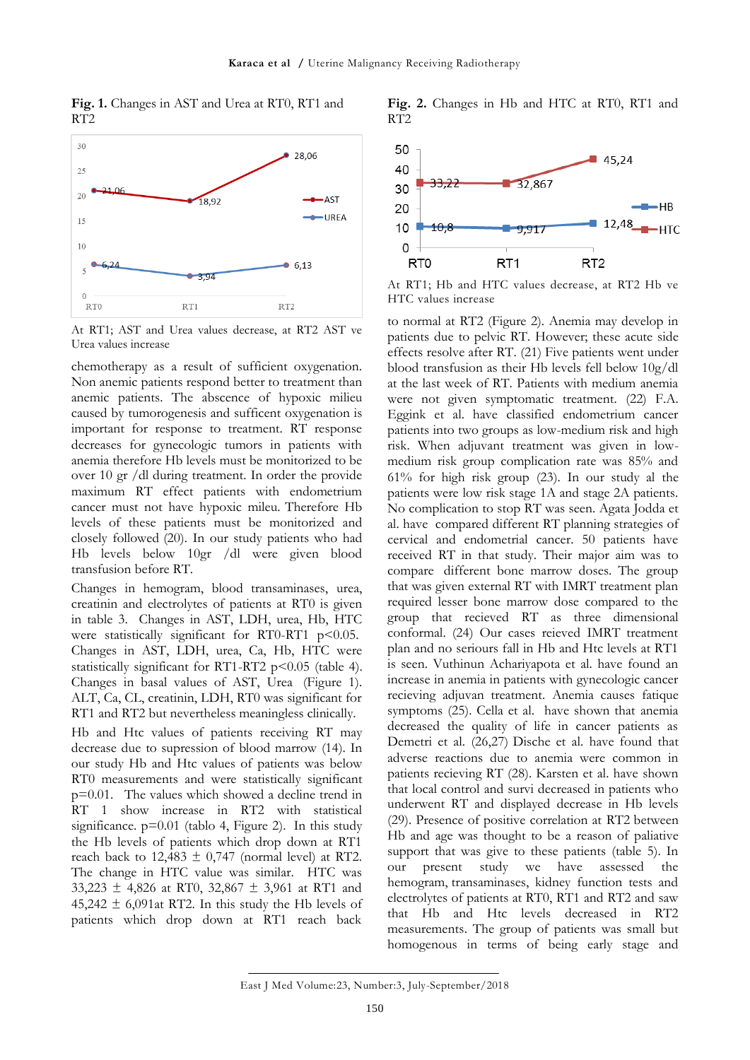**Fig. 1.** Changes in AST and Urea at RT0, RT1 and RT2

30
25
20
15
10
5
0
21,06
18,92
28,06
6,24
3,94
6,13
AST
UREA
RT0
RT1
RT2

At RT1; AST and Urea values decrease, at RT2 AST ve Urea values increase

**Fig. 2.** Changes in Hb and HTC at RT0, RT1 and RT2

50
40
30
20
10
0
33,22
32,867
45,24
10,8
9,917
12,48
HB
HTC
RT0
RT1
RT2

At RT1; Hb and HTC values decrease, at RT2 Hb ve HTC values increase

chemotherapy as a result of sufficient oxygenation. Non anemic patients respond better to treatment than anemic patients. The abscence of hypoxic milieu caused by tumorogenesis and sufficent oxygenation is important for response to treatment. RT response decreases for gynecologic tumors in patients with anemia therefore Hb levels must be monitorized to be over 10 gr /dl during treatment. In order the provide maximum RT effect patients with endometrium cancer must not have hypoxic mileu. Therefore Hb levels of these patients must be monitorized and closely followed (20). In our study patients who had Hb levels below 10gr /dl were given blood transfusion before RT.

Changes in hemogram, blood transaminases, urea, creatinin and electrolytes of patients at RT0 is given in table 3. Changes in AST, LDH, urea, Hb, HTC were statistically significant for RT0-RT1 $p<0.05$. Changes in AST, LDH, urea, Ca, Hb, HTC were statistically significant for RT1-RT2 $p<0.05$ (table 4). Changes in basal values of AST, Urea (Figure 1). ALT, Ca, CL, creatinin, LDH, RT0 was significant for RT1 and RT2 but nevertheless meaningless clinically.

Hb and Htc values of patients receiving RT may decrease due to supression of blood marrow (14). In our study Hb and Htc values of patients was below RT0 measurements and were statistically significant $p=0.01$. The values which showed a decline trend in RT 1 show increase in RT2 with statistical significance. $p=0.01$ (tablo 4, Figure 2). In this study the Hb levels of patients which drop down at RT1 reach back to 12,483 ± 0,747 (normal level) at RT2. The change in HTC value was similar. HTC was 33,223 ± 4,826 at RT0, 32,867 ± 3,961 at RT1 and 45,242 ± 6,091at RT2. In this study the Hb levels of patients which drop down at RT1 reach back to normal at RT2 (Figure 2). Anemia may develop in patients due to pelvic RT. However; these acute side effects resolve after RT. (21) Five patients went under blood transfusion as their Hb levels fell below 10g/dl at the last week of RT. Patients with medium anemia were not given symptomatic treatment. (22) F.A. Eggink et al. have classified endometrium cancer patients into two groups as low-medium risk and high risk. When adjuvant treatment was given in low-medium risk group complication rate was 85% and 61% for high risk group (23). In our study al the patients were low risk stage 1A and stage 2A patients. No complication to stop RT was seen. Agata Jodda et al. have compared different RT planning strategies of cervical and endometrial cancer. 50 patients have received RT in that study. Their major aim was to compare different bone marrow doses. The group that was given external RT with IMRT treatment plan required lesser bone marrow dose compared to the group that recieved RT as three dimensional conformal. (24) Our cases reieved IMRT treatment plan and no serious fall in Hb and Htc levels at RT1 is seen. Vuthinun Achariyapota et al. have found an increase in anemia in patients with gynecologic cancer recieving adjuvan treatment. Anemia causes fatique symptoms (25). Cella et al. have shown that anemia decreased the quality of life in cancer patients as Demetri et al. (26,27) Dische et al. have found that adverse reactions due to anemia were common in patients recieving RT (28). Karsten et al. have shown that local control and survi decreased in patients who underwent RT and displayed decrease in Hb levels (29). Presence of positive correlation at RT2 between Hb and age was thought to be a reason of palliative support that was give to these patients (table 5). In our present study we have assessed the hemogram, transaminases, kidney function tests and electrolytes of patients at RT0, RT1 and RT2 and saw that Hb and Htc levels decreased in RT2 measurements. The group of patients was small but homogenous in terms of being early stage and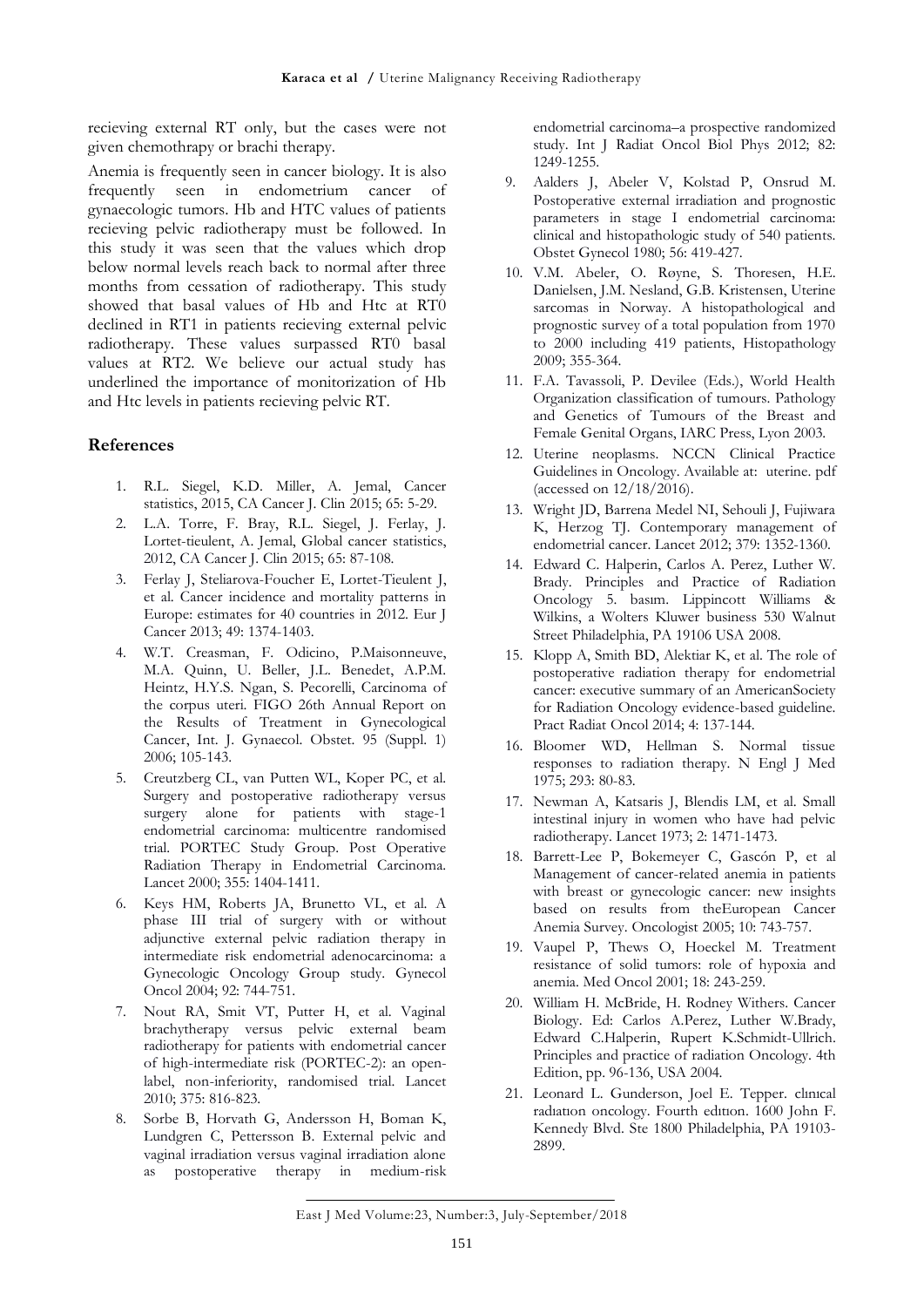recieving external RT only, but the cases were not given chemothrapy or brachi therapy.

Anemia is frequently seen in cancer biology. It is also frequently seen in endometrium cancer of gynaecologic tumors. Hb and HTC values of patients recieving pelvic radiotherapy must be followed. In this study it was seen that the values which drop below normal levels reach back to normal after three months from cessation of radiotherapy. This study showed that basal values of Hb and Htc at RT0 declined in RT1 in patients recieving external pelvic radiotherapy. These values surpassed RT0 basal values at RT2. We believe our actual study has underlined the importance of monitorization of Hb and Htc levels in patients recieving pelvic RT.

## References

1. R.L. Siegel, K.D. Miller, A. Jemal, Cancer statistics, 2015, CA Cancer J. Clin 2015; 65: 5-29.
2. L.A. Torre, F. Bray, R.L. Siegel, J. Ferlay, J. Lortet-tieulent, A. Jemal, Global cancer statistics, 2012, CA Cancer J. Clin 2015; 65: 87-108.
3. Ferlay J, Steliarova-Foucher E, Lortet-Tieulent J, et al. Cancer incidence and mortality patterns in Europe: estimates for 40 countries in 2012. Eur J Cancer 2013; 49: 1374-1403.
4. W.T. Creasman, F. Odicino, P.Maisonneuve, M.A. Quinn, U. Beller, J.L. Benedet, A.P.M. Heintz, H.Y.S. Ngan, S. Pecorelli, Carcinoma of the corpus uteri. FIGO 26th Annual Report on the Results of Treatment in Gynecological Cancer, Int. J. Gynaecol. Obstet. 95 (Suppl. 1) 2006; 105-143.
5. Creutzberg CL, van Putten WL, Koper PC, et al. Surgery and postoperative radiotherapy versus surgery alone for patients with stage-1 endometrial carcinoma: multicentre randomised trial. PORTEC Study Group. Post Operative Radiation Therapy in Endometrial Carcinoma. Lancet 2000; 355: 1404-1411.
6. Keys HM, Roberts JA, Brunetto VL, et al. A phase III trial of surgery with or without adjunctive external pelvic radiation therapy in intermediate risk endometrial adenocarcinoma: a Gynecologic Oncology Group study. Gynecol Oncol 2004; 92: 744-751.
7. Nout RA, Smit VT, Putter H, et al. Vaginal brachytherapy versus pelvic external beam radiotherapy for patients with endometrial cancer of high-intermediate risk (PORTEC-2): an open-label, non-inferiority, randomised trial. Lancet 2010; 375: 816-823.
8. Sorbe B, Horvath G, Andersson H, Boman K, Lundgren C, Pettersson B. External pelvic and vaginal irradiation versus vaginal irradiation alone as postoperative therapy in medium-risk endometrial carcinoma–a prospective randomized study. Int J Radiat Oncol Biol Phys 2012; 82: 1249-1255.
9. Aalders J, Abeler V, Kolstad P, Onsrud M. Postoperative external irradiation and prognostic parameters in stage I endometrial carcinoma: clinical and histopathologic study of 540 patients. Obstet Gynecol 1980; 56: 419-427.
10. V.M. Abeler, O. Røyne, S. Thoresen, H.E. Danielsen, J.M. Nesland, G.B. Kristensen, Uterine sarcomas in Norway. A histopathological and prognostic survey of a total population from 1970 to 2000 including 419 patients, Histopathology 2009; 355-364.
11. F.A. Tavassoli, P. Devilee (Eds.), World Health Organization classification of tumours. Pathology and Genetics of Tumours of the Breast and Female Genital Organs, IARC Press, Lyon 2003.
12. Uterine neoplasms. NCCN Clinical Practice Guidelines in Oncology. Available at: uterine. pdf (accessed on 12/18/2016).
13. Wright JD, Barrena Medel NI, Sehouli J, Fujiwara K, Herzog TJ. Contemporary management of endometrial cancer. Lancet 2012; 379: 1352-1360.
14. Edward C. Halperin, Carlos A. Perez, Luther W. Brady. Principles and Practice of Radiation Oncology 5. basım. Lippincott Williams & Wilkins, a Wolters Kluwer business 530 Walnut Street Philadelphia, PA 19106 USA 2008.
15. Klopp A, Smith BD, Alektiar K, et al. The role of postoperative radiation therapy for endometrial cancer: executive summary of an AmericanSociety for Radiation Oncology evidence-based guideline. Pract Radiat Oncol 2014; 4: 137-144.
16. Bloomer WD, Hellman S. Normal tissue responses to radiation therapy. N Engl J Med 1975; 293: 80-83.
17. Newman A, Katsaris J, Blendis LM, et al. Small intestinal injury in women who have had pelvic radiotherapy. Lancet 1973; 2: 1471-1473.
18. Barrett-Lee P, Bokemeyer C, Gascón P, et al Management of cancer-related anemia in patients with breast or gynecologic cancer: new insights based on results from theEuropean Cancer Anemia Survey. Oncologist 2005; 10: 743-757.
19. Vaupel P, Thews O, Hoeckel M. Treatment resistance of solid tumors: role of hypoxia and anemia. Med Oncol 2001; 18: 243-259.
20. William H. McBride, H. Rodney Withers. Cancer Biology. Ed: Carlos A.Perez, Luther W.Brady, Edward C.Halperin, Rupert K.Schmidt-Ullrich. Principles and practice of radiation Oncology. 4th Edition, pp. 96-136, USA 2004.
21. Leonard L. Gunderson, Joel E. Tepper. clınıcal radıatıon oncology. Fourth edıtıon. 1600 John F. Kennedy Blvd. Ste 1800 Philadelphia, PA 19103-2899.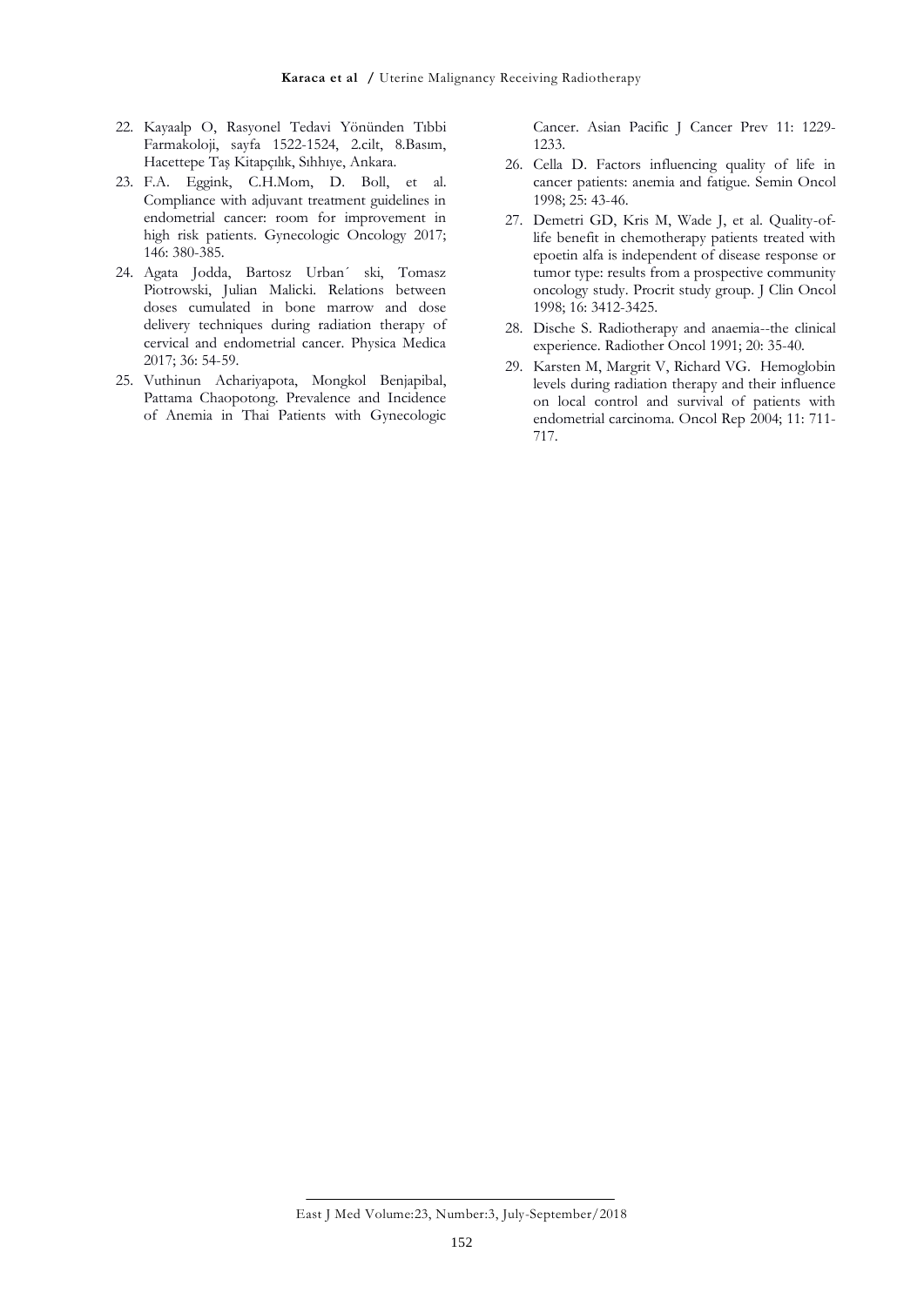22. Kayaalp O, Rasyonel Tedavi Yönünden Tıbbi Farmakoloji, sayfa 1522-1524, 2.cilt, 8.Basım, Hacettepe Taş Kitapçılık, Sıhhıye, Ankara.
23. F.A. Eggink, C.H.Mom, D. Boll, et al. Compliance with adjuvant treatment guidelines in endometrial cancer: room for improvement in high risk patients. Gynecologic Oncology 2017; 146: 380-385.
24. Agata Jodda, Bartosz Urban´ ski, Tomasz Piotrowski, Julian Malicki. Relations between doses cumulated in bone marrow and dose delivery techniques during radiation therapy of cervical and endometrial cancer. Physica Medica 2017; 36: 54-59.
25. Vuthinun Achariyapota, Mongkol Benjapibal, Pattama Chaopotong. Prevalence and Incidence of Anemia in Thai Patients with Gynecologic Cancer. Asian Pacific J Cancer Prev 11: 1229-1233.
26. Cella D. Factors influencing quality of life in cancer patients: anemia and fatigue. Semin Oncol 1998; 25: 43-46.
27. Demetri GD, Kris M, Wade J, et al. Quality-of-life benefit in chemotherapy patients treated with epoetin alfa is independent of disease response or tumor type: results from a prospective community oncology study. Procrit study group. J Clin Oncol 1998; 16: 3412-3425.
28. Dische S. Radiotherapy and anaemia--the clinical experience. Radiother Oncol 1991; 20: 35-40.
29. Karsten M, Margrit V, Richard VG. Hemoglobin levels during radiation therapy and their influence on local control and survival of patients with endometrial carcinoma. Oncol Rep 2004; 11: 711-717.